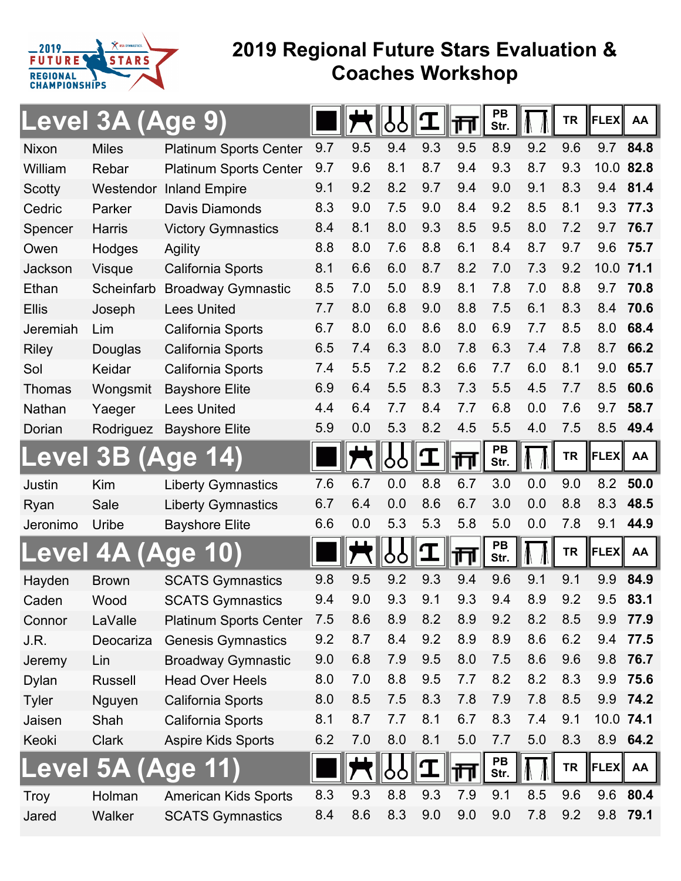2019 FUTURE STARS REGIONAL CHAMPIONSHIPS

# 2019 Regional Future Stars Evaluation & Coaches Workshop

## Level 3A (Age 9)

| First | Last | Club | Floor | Pommel Horse | Rings | Vault | Parallel Bars | PB Str. | High Bar | TR | FLEX | AA |
|---|---|---|---|---|---|---|---|---|---|---|---|---|
| Nixon | Miles | Platinum Sports Center | 9.7 | 9.5 | 9.4 | 9.3 | 9.5 | 8.9 | 9.2 | 9.6 | 9.7 | **84.8** |
| William | Rebar | Platinum Sports Center | 9.7 | 9.6 | 8.1 | 8.7 | 9.4 | 9.3 | 8.7 | 9.3 | 10.0 | **82.8** |
| Scotty | Westendor | Inland Empire | 9.1 | 9.2 | 8.2 | 9.7 | 9.4 | 9.0 | 9.1 | 8.3 | 9.4 | **81.4** |
| Cedric | Parker | Davis Diamonds | 8.3 | 9.0 | 7.5 | 9.0 | 8.4 | 9.2 | 8.5 | 8.1 | 9.3 | **77.3** |
| Spencer | Harris | Victory Gymnastics | 8.4 | 8.1 | 8.0 | 9.3 | 8.5 | 9.5 | 8.0 | 7.2 | 9.7 | **76.7** |
| Owen | Hodges | Agility | 8.8 | 8.0 | 7.6 | 8.8 | 6.1 | 8.4 | 8.7 | 9.7 | 9.6 | **75.7** |
| Jackson | Visque | California Sports | 8.1 | 6.6 | 6.0 | 8.7 | 8.2 | 7.0 | 7.3 | 9.2 | 10.0 | **71.1** |
| Ethan | Scheinfarb | Broadway Gymnastic | 8.5 | 7.0 | 5.0 | 8.9 | 8.1 | 7.8 | 7.0 | 8.8 | 9.7 | **70.8** |
| Ellis | Joseph | Lees United | 7.7 | 8.0 | 6.8 | 9.0 | 8.8 | 7.5 | 6.1 | 8.3 | 8.4 | **70.6** |
| Jeremiah | Lim | California Sports | 6.7 | 8.0 | 6.0 | 8.6 | 8.0 | 6.9 | 7.7 | 8.5 | 8.0 | **68.4** |
| Riley | Douglas | California Sports | 6.5 | 7.4 | 6.3 | 8.0 | 7.8 | 6.3 | 7.4 | 7.8 | 8.7 | **66.2** |
| Sol | Keidar | California Sports | 7.4 | 5.5 | 7.2 | 8.2 | 6.6 | 7.7 | 6.0 | 8.1 | 9.0 | **65.7** |
| Thomas | Wongsmit | Bayshore Elite | 6.9 | 6.4 | 5.5 | 8.3 | 7.3 | 5.5 | 4.5 | 7.7 | 8.5 | **60.6** |
| Nathan | Yaeger | Lees United | 4.4 | 6.4 | 7.7 | 8.4 | 7.7 | 6.8 | 0.0 | 7.6 | 9.7 | **58.7** |
| Dorian | Rodriguez | Bayshore Elite | 5.9 | 0.0 | 5.3 | 8.2 | 4.5 | 5.5 | 4.0 | 7.5 | 8.5 | **49.4** |

## Level 3B (Age 14)

| First | Last | Club | Floor | Pommel Horse | Rings | Vault | Parallel Bars | PB Str. | High Bar | TR | FLEX | AA |
|---|---|---|---|---|---|---|---|---|---|---|---|---|
| Justin | Kim | Liberty Gymnastics | 7.6 | 6.7 | 0.0 | 8.8 | 6.7 | 3.0 | 0.0 | 9.0 | 8.2 | **50.0** |
| Ryan | Sale | Liberty Gymnastics | 6.7 | 6.4 | 0.0 | 8.6 | 6.7 | 3.0 | 0.0 | 8.8 | 8.3 | **48.5** |
| Jeronimo | Uribe | Bayshore Elite | 6.6 | 0.0 | 5.3 | 5.3 | 5.8 | 5.0 | 0.0 | 7.8 | 9.1 | **44.9** |

## Level 4A (Age 10)

| First | Last | Club | Floor | Pommel Horse | Rings | Vault | Parallel Bars | PB Str. | High Bar | TR | FLEX | AA |
|---|---|---|---|---|---|---|---|---|---|---|---|---|
| Hayden | Brown | SCATS Gymnastics | 9.8 | 9.5 | 9.2 | 9.3 | 9.4 | 9.6 | 9.1 | 9.1 | 9.9 | **84.9** |
| Caden | Wood | SCATS Gymnastics | 9.4 | 9.0 | 9.3 | 9.1 | 9.3 | 9.4 | 8.9 | 9.2 | 9.5 | **83.1** |
| Connor | LaValle | Platinum Sports Center | 7.5 | 8.6 | 8.9 | 8.2 | 8.9 | 9.2 | 8.2 | 8.5 | 9.9 | **77.9** |
| J.R. | Deocariza | Genesis Gymnastics | 9.2 | 8.7 | 8.4 | 9.2 | 8.9 | 8.9 | 8.6 | 6.2 | 9.4 | **77.5** |
| Jeremy | Lin | Broadway Gymnastic | 9.0 | 6.8 | 7.9 | 9.5 | 8.0 | 7.5 | 8.6 | 9.6 | 9.8 | **76.7** |
| Dylan | Russell | Head Over Heels | 8.0 | 7.0 | 8.8 | 9.5 | 7.7 | 8.2 | 8.2 | 8.3 | 9.9 | **75.6** |
| Tyler | Nguyen | California Sports | 8.0 | 8.5 | 7.5 | 8.3 | 7.8 | 7.9 | 7.8 | 8.5 | 9.9 | **74.2** |
| Jaisen | Shah | California Sports | 8.1 | 8.7 | 7.7 | 8.1 | 6.7 | 8.3 | 7.4 | 9.1 | 10.0 | **74.1** |
| Keoki | Clark | Aspire Kids Sports | 6.2 | 7.0 | 8.0 | 8.1 | 5.0 | 7.7 | 5.0 | 8.3 | 8.9 | **64.2** |

## Level 5A (Age 11)

| First | Last | Club | Floor | Pommel Horse | Rings | Vault | Parallel Bars | PB Str. | High Bar | TR | FLEX | AA |
|---|---|---|---|---|---|---|---|---|---|---|---|---|
| Troy | Holman | American Kids Sports | 8.3 | 9.3 | 8.8 | 9.3 | 7.9 | 9.1 | 8.5 | 9.6 | 9.6 | **80.4** |
| Jared | Walker | SCATS Gymnastics | 8.4 | 8.6 | 8.3 | 9.0 | 9.0 | 9.0 | 7.8 | 9.2 | 9.8 | **79.1** |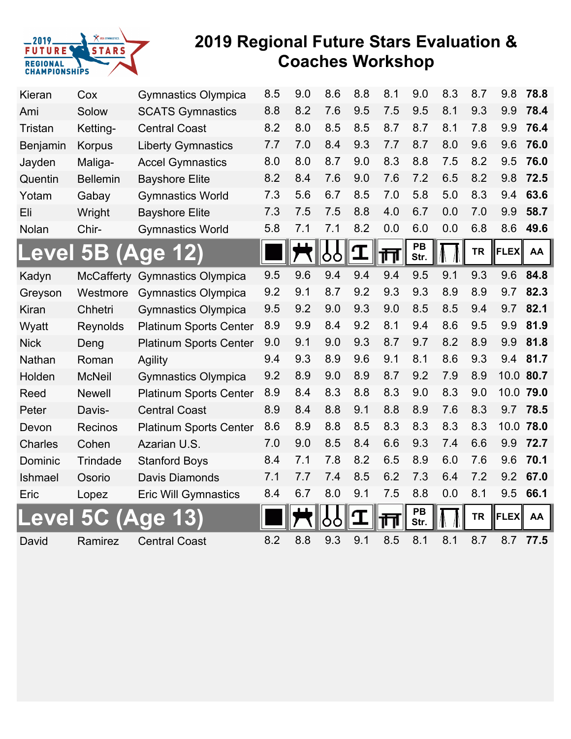# 2019 Regional Future Stars Evaluation & Coaches Workshop

| | | | | | | | | | | | | |
|---|---|---|---|---|---|---|---|---|---|---|---|---|
| Kieran | Cox | Gymnastics Olympica | 8.5 | 9.0 | 8.6 | 8.8 | 8.1 | 9.0 | 8.3 | 8.7 | 9.8 | **78.8** |
| Ami | Solow | SCATS Gymnastics | 8.8 | 8.2 | 7.6 | 9.5 | 7.5 | 9.5 | 8.1 | 9.3 | 9.9 | **78.4** |
| Tristan | Ketting- | Central Coast | 8.2 | 8.0 | 8.5 | 8.5 | 8.7 | 8.7 | 8.1 | 7.8 | 9.9 | **76.4** |
| Benjamin | Korpus | Liberty Gymnastics | 7.7 | 7.0 | 8.4 | 9.3 | 7.7 | 8.7 | 8.0 | 9.6 | 9.6 | **76.0** |
| Jayden | Maliga- | Accel Gymnastics | 8.0 | 8.0 | 8.7 | 9.0 | 8.3 | 8.8 | 7.5 | 8.2 | 9.5 | **76.0** |
| Quentin | Bellemin | Bayshore Elite | 8.2 | 8.4 | 7.6 | 9.0 | 7.6 | 7.2 | 6.5 | 8.2 | 9.8 | **72.5** |
| Yotam | Gabay | Gymnastics World | 7.3 | 5.6 | 6.7 | 8.5 | 7.0 | 5.8 | 5.0 | 8.3 | 9.4 | **63.6** |
| Eli | Wright | Bayshore Elite | 7.3 | 7.5 | 7.5 | 8.8 | 4.0 | 6.7 | 0.0 | 7.0 | 9.9 | **58.7** |
| Nolan | Chir- | Gymnastics World | 5.8 | 7.1 | 7.1 | 8.2 | 0.0 | 6.0 | 0.0 | 6.8 | 8.6 | **49.6** |

## Level 5B (Age 12)

| | | | FX | PH | SR | VT | PB | PB Str. | HB | TR | FLEX | AA |
|---|---|---|---|---|---|---|---|---|---|---|---|---|
| Kadyn | McCafferty | Gymnastics Olympica | 9.5 | 9.6 | 9.4 | 9.4 | 9.4 | 9.5 | 9.1 | 9.3 | 9.6 | **84.8** |
| Greyson | Westmore | Gymnastics Olympica | 9.2 | 9.1 | 8.7 | 9.2 | 9.3 | 9.3 | 8.9 | 8.9 | 9.7 | **82.3** |
| Kiran | Chhetri | Gymnastics Olympica | 9.5 | 9.2 | 9.0 | 9.3 | 9.0 | 8.5 | 8.5 | 9.4 | 9.7 | **82.1** |
| Wyatt | Reynolds | Platinum Sports Center | 8.9 | 9.9 | 8.4 | 9.2 | 8.1 | 9.4 | 8.6 | 9.5 | 9.9 | **81.9** |
| Nick | Deng | Platinum Sports Center | 9.0 | 9.1 | 9.0 | 9.3 | 8.7 | 9.7 | 8.2 | 8.9 | 9.9 | **81.8** |
| Nathan | Roman | Agility | 9.4 | 9.3 | 8.9 | 9.6 | 9.1 | 8.1 | 8.6 | 9.3 | 9.4 | **81.7** |
| Holden | McNeil | Gymnastics Olympica | 9.2 | 8.9 | 9.0 | 8.9 | 8.7 | 9.2 | 7.9 | 8.9 | 10.0 | **80.7** |
| Reed | Newell | Platinum Sports Center | 8.9 | 8.4 | 8.3 | 8.8 | 8.3 | 9.0 | 8.3 | 9.0 | 10.0 | **79.0** |
| Peter | Davis- | Central Coast | 8.9 | 8.4 | 8.8 | 9.1 | 8.8 | 8.9 | 7.6 | 8.3 | 9.7 | **78.5** |
| Devon | Recinos | Platinum Sports Center | 8.6 | 8.9 | 8.8 | 8.5 | 8.3 | 8.3 | 8.3 | 8.3 | 10.0 | **78.0** |
| Charles | Cohen | Azarian U.S. | 7.0 | 9.0 | 8.5 | 8.4 | 6.6 | 9.3 | 7.4 | 6.6 | 9.9 | **72.7** |
| Dominic | Trindade | Stanford Boys | 8.4 | 7.1 | 7.8 | 8.2 | 6.5 | 8.9 | 6.0 | 7.6 | 9.6 | **70.1** |
| Ishmael | Osorio | Davis Diamonds | 7.1 | 7.7 | 7.4 | 8.5 | 6.2 | 7.3 | 6.4 | 7.2 | 9.2 | **67.0** |
| Eric | Lopez | Eric Will Gymnastics | 8.4 | 6.7 | 8.0 | 9.1 | 7.5 | 8.8 | 0.0 | 8.1 | 9.5 | **66.1** |

## Level 5C (Age 13)

| | | | FX | PH | SR | VT | PB | PB Str. | HB | TR | FLEX | AA |
|---|---|---|---|---|---|---|---|---|---|---|---|---|
| David | Ramirez | Central Coast | 8.2 | 8.8 | 9.3 | 9.1 | 8.5 | 8.1 | 8.1 | 8.7 | 8.7 | **77.5** |